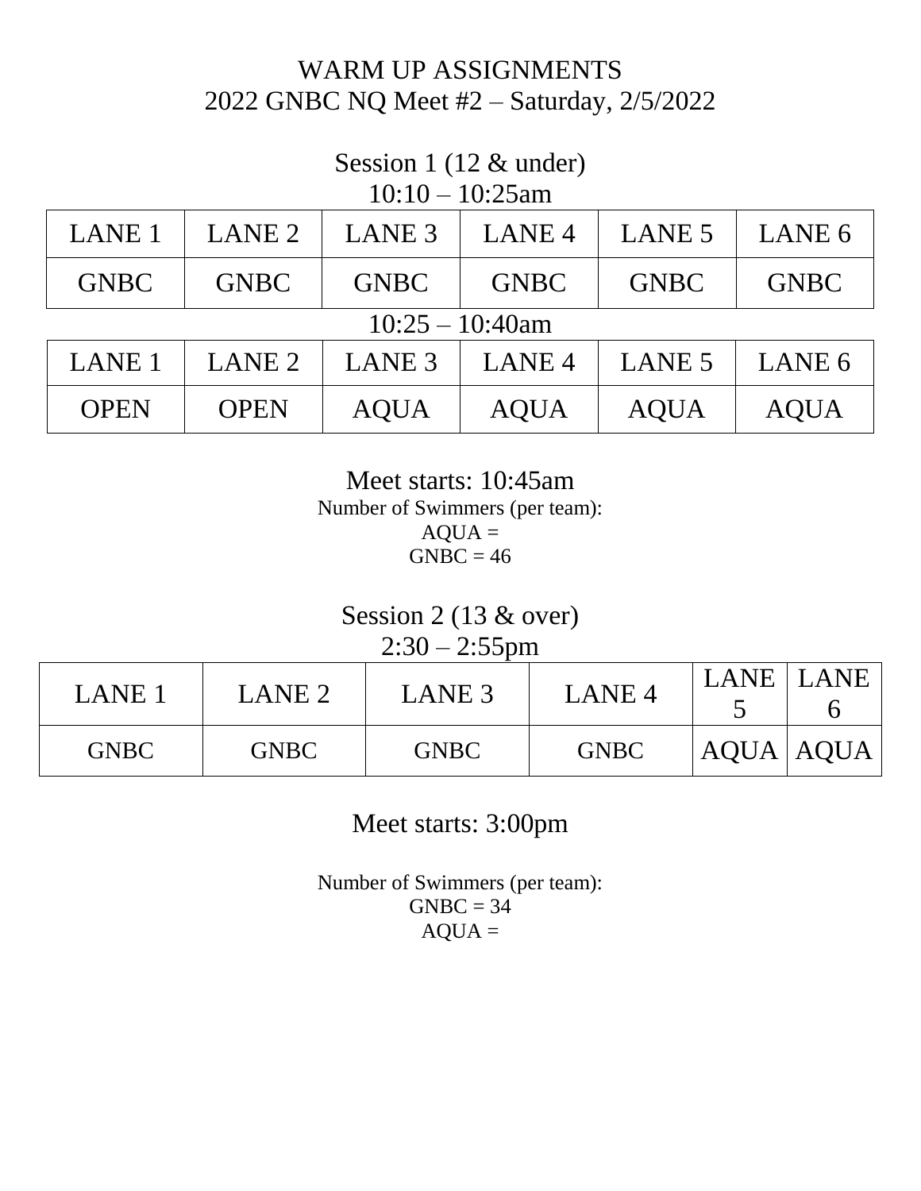# WARM UP ASSIGNMENTS
## 2022 GNBC NQ Meet #2 – Saturday, 2/5/2022

### Session 1 (12 & under)

10:10 – 10:25am

| LANE 1 | LANE 2 | LANE 3 | LANE 4 | LANE 5 | LANE 6 |
|---|---|---|---|---|---|
| GNBC | GNBC | GNBC | GNBC | GNBC | GNBC |

10:25 – 10:40am

| LANE 1 | LANE 2 | LANE 3 | LANE 4 | LANE 5 | LANE 6 |
|---|---|---|---|---|---|
| OPEN | OPEN | AQUA | AQUA | AQUA | AQUA |

Meet starts: 10:45am

Number of Swimmers (per team):
AQUA =
GNBC = 46

### Session 2 (13 & over)

2:30 – 2:55pm

| LANE 1 | LANE 2 | LANE 3 | LANE 4 | LANE 5 | LANE 6 |
|---|---|---|---|---|---|
| GNBC | GNBC | GNBC | GNBC | AQUA | AQUA |

Meet starts: 3:00pm

Number of Swimmers (per team):
GNBC = 34
AQUA =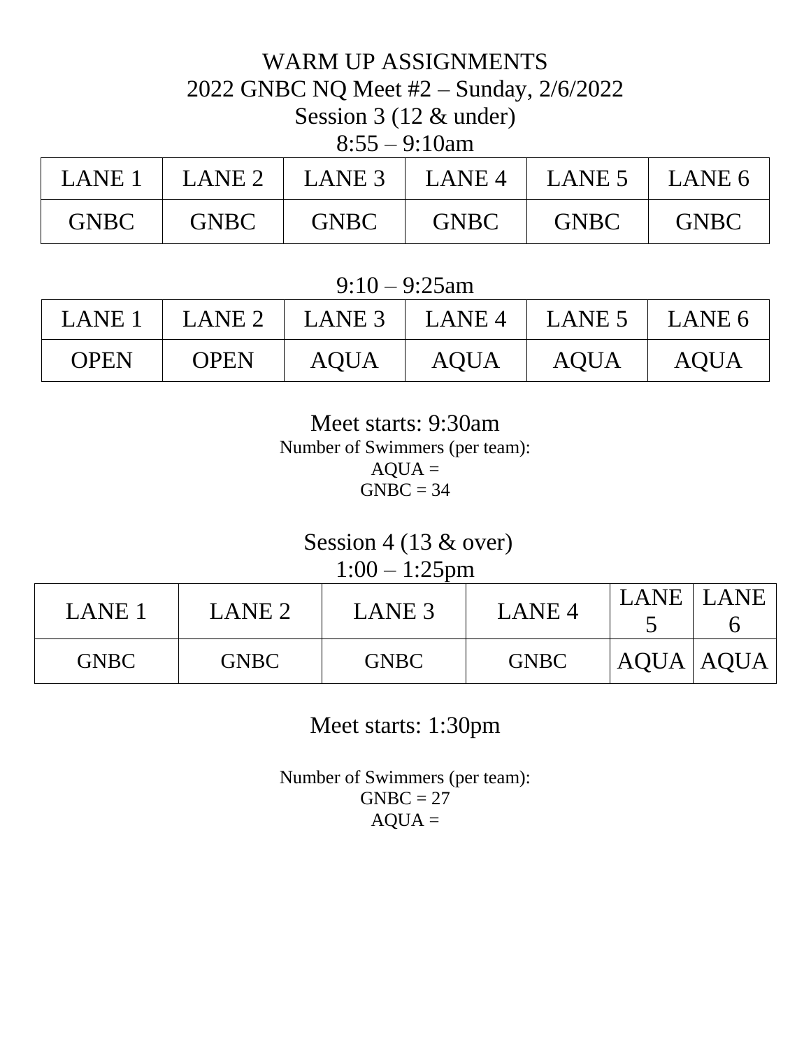# WARM UP ASSIGNMENTS

## 2022 GNBC NQ Meet #2 – Sunday, 2/6/2022

### Session 3 (12 & under)

8:55 – 9:10am

| LANE 1 | LANE 2 | LANE 3 | LANE 4 | LANE 5 | LANE 6 |
|---|---|---|---|---|---|
| GNBC | GNBC | GNBC | GNBC | GNBC | GNBC |

9:10 – 9:25am

| LANE 1 | LANE 2 | LANE 3 | LANE 4 | LANE 5 | LANE 6 |
|---|---|---|---|---|---|
| OPEN | OPEN | AQUA | AQUA | AQUA | AQUA |

Meet starts: 9:30am

Number of Swimmers (per team):
AQUA =
GNBC = 34

### Session 4 (13 & over)

1:00 – 1:25pm

| LANE 1 | LANE 2 | LANE 3 | LANE 4 | LANE 5 | LANE 6 |
|---|---|---|---|---|---|
| GNBC | GNBC | GNBC | GNBC | AQUA | AQUA |

Meet starts: 1:30pm

Number of Swimmers (per team):
GNBC = 27
AQUA =